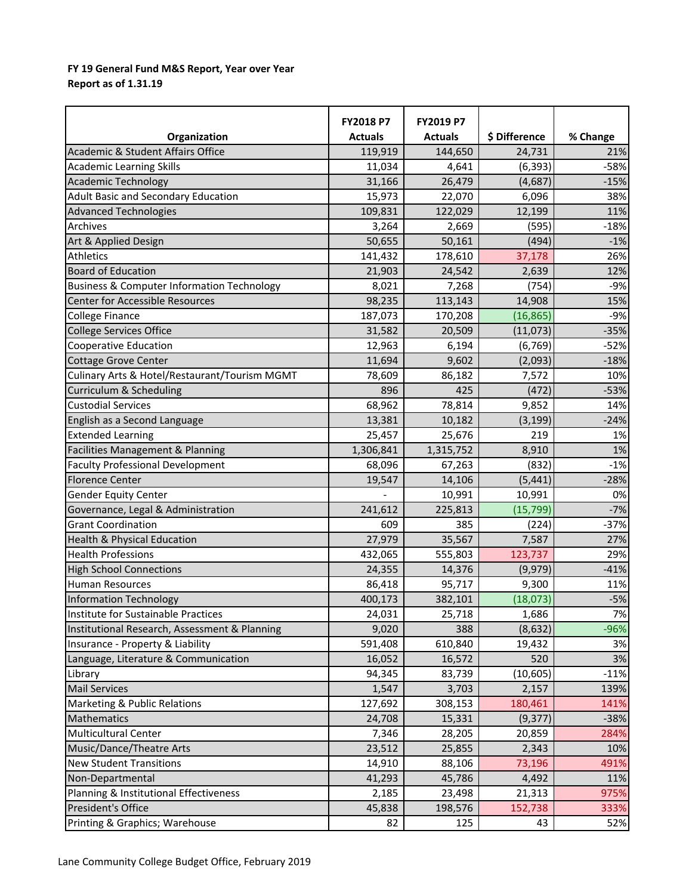**FY 19 General Fund M&S Report, Year over Year**
**Report as of 1.31.19**

| Organization | FY2018 P7 Actuals | FY2019 P7 Actuals | $ Difference | % Change |
|---|---|---|---|---|
| Academic & Student Affairs Office | 119,919 | 144,650 | 24,731 | 21% |
| Academic Learning Skills | 11,034 | 4,641 | (6,393) | -58% |
| Academic Technology | 31,166 | 26,479 | (4,687) | -15% |
| Adult Basic and Secondary Education | 15,973 | 22,070 | 6,096 | 38% |
| Advanced Technologies | 109,831 | 122,029 | 12,199 | 11% |
| Archives | 3,264 | 2,669 | (595) | -18% |
| Art & Applied Design | 50,655 | 50,161 | (494) | -1% |
| Athletics | 141,432 | 178,610 | 37,178 | 26% |
| Board of Education | 21,903 | 24,542 | 2,639 | 12% |
| Business & Computer Information Technology | 8,021 | 7,268 | (754) | -9% |
| Center for Accessible Resources | 98,235 | 113,143 | 14,908 | 15% |
| College Finance | 187,073 | 170,208 | (16,865) | -9% |
| College Services Office | 31,582 | 20,509 | (11,073) | -35% |
| Cooperative Education | 12,963 | 6,194 | (6,769) | -52% |
| Cottage Grove Center | 11,694 | 9,602 | (2,093) | -18% |
| Culinary Arts & Hotel/Restaurant/Tourism MGMT | 78,609 | 86,182 | 7,572 | 10% |
| Curriculum & Scheduling | 896 | 425 | (472) | -53% |
| Custodial Services | 68,962 | 78,814 | 9,852 | 14% |
| English as a Second Language | 13,381 | 10,182 | (3,199) | -24% |
| Extended Learning | 25,457 | 25,676 | 219 | 1% |
| Facilities Management & Planning | 1,306,841 | 1,315,752 | 8,910 | 1% |
| Faculty Professional Development | 68,096 | 67,263 | (832) | -1% |
| Florence Center | 19,547 | 14,106 | (5,441) | -28% |
| Gender Equity Center | - | 10,991 | 10,991 | 0% |
| Governance, Legal & Administration | 241,612 | 225,813 | (15,799) | -7% |
| Grant Coordination | 609 | 385 | (224) | -37% |
| Health & Physical Education | 27,979 | 35,567 | 7,587 | 27% |
| Health Professions | 432,065 | 555,803 | 123,737 | 29% |
| High School Connections | 24,355 | 14,376 | (9,979) | -41% |
| Human Resources | 86,418 | 95,717 | 9,300 | 11% |
| Information Technology | 400,173 | 382,101 | (18,073) | -5% |
| Institute for Sustainable Practices | 24,031 | 25,718 | 1,686 | 7% |
| Institutional Research, Assessment & Planning | 9,020 | 388 | (8,632) | -96% |
| Insurance - Property & Liability | 591,408 | 610,840 | 19,432 | 3% |
| Language, Literature & Communication | 16,052 | 16,572 | 520 | 3% |
| Library | 94,345 | 83,739 | (10,605) | -11% |
| Mail Services | 1,547 | 3,703 | 2,157 | 139% |
| Marketing & Public Relations | 127,692 | 308,153 | 180,461 | 141% |
| Mathematics | 24,708 | 15,331 | (9,377) | -38% |
| Multicultural Center | 7,346 | 28,205 | 20,859 | 284% |
| Music/Dance/Theatre Arts | 23,512 | 25,855 | 2,343 | 10% |
| New Student Transitions | 14,910 | 88,106 | 73,196 | 491% |
| Non-Departmental | 41,293 | 45,786 | 4,492 | 11% |
| Planning & Institutional Effectiveness | 2,185 | 23,498 | 21,313 | 975% |
| President's Office | 45,838 | 198,576 | 152,738 | 333% |
| Printing & Graphics; Warehouse | 82 | 125 | 43 | 52% |

Lane Community College Budget Office, February 2019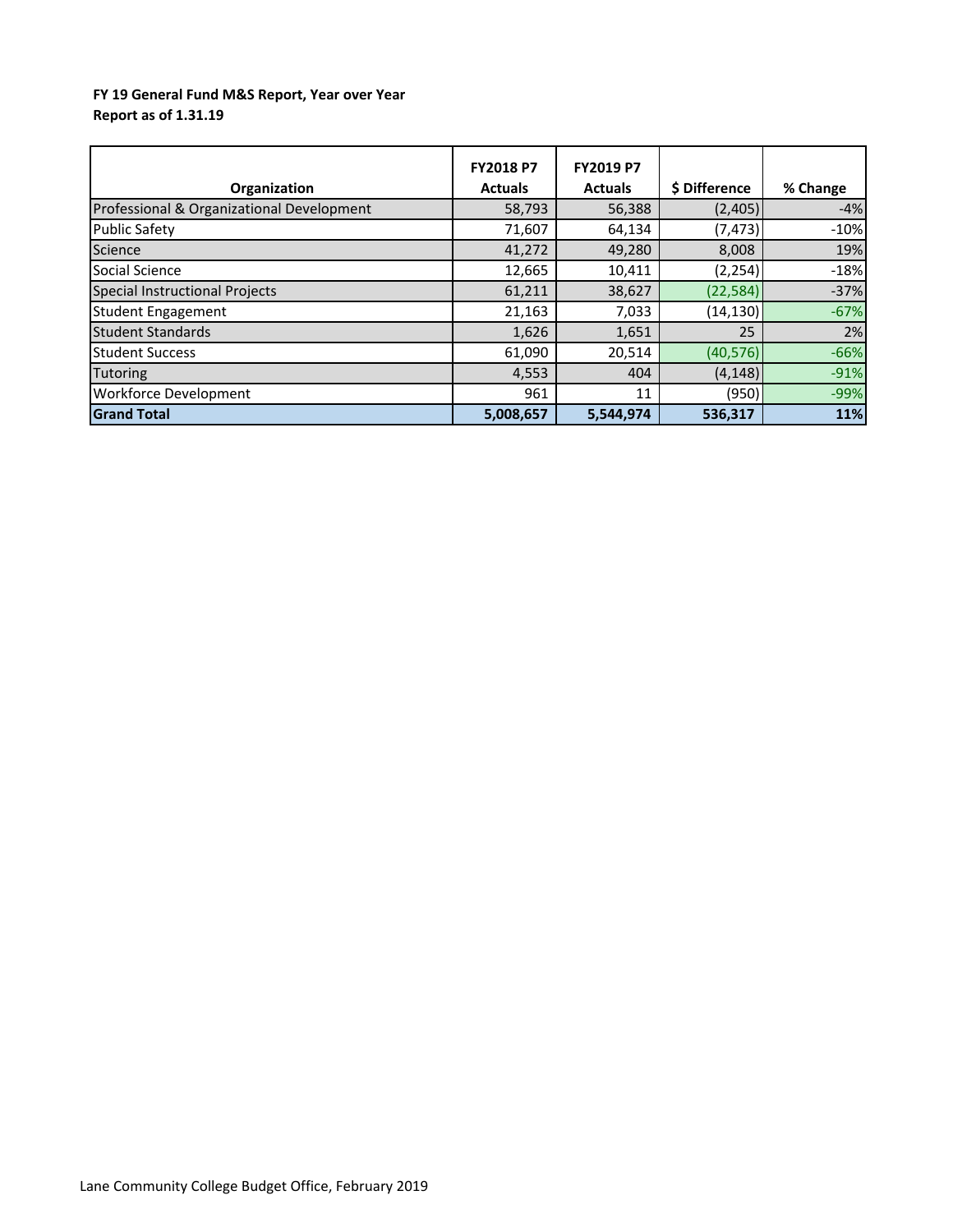**FY 19 General Fund M&S Report, Year over Year**
**Report as of 1.31.19**

| Organization | FY2018 P7 Actuals | FY2019 P7 Actuals | $ Difference | % Change |
|---|---|---|---|---|
| Professional & Organizational Development | 58,793 | 56,388 | (2,405) | -4% |
| Public Safety | 71,607 | 64,134 | (7,473) | -10% |
| Science | 41,272 | 49,280 | 8,008 | 19% |
| Social Science | 12,665 | 10,411 | (2,254) | -18% |
| Special Instructional Projects | 61,211 | 38,627 | (22,584) | -37% |
| Student Engagement | 21,163 | 7,033 | (14,130) | -67% |
| Student Standards | 1,626 | 1,651 | 25 | 2% |
| Student Success | 61,090 | 20,514 | (40,576) | -66% |
| Tutoring | 4,553 | 404 | (4,148) | -91% |
| Workforce Development | 961 | 11 | (950) | -99% |
| **Grand Total** | **5,008,657** | **5,544,974** | **536,317** | **11%** |

Lane Community College Budget Office, February 2019